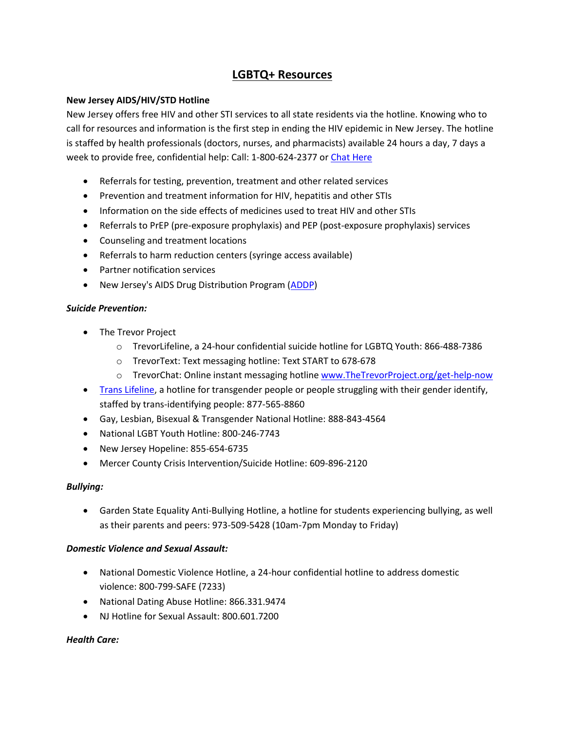# LGBTQ+ Resources

**New Jersey AIDS/HIV/STD Hotline**

New Jersey offers free HIV and other STI services to all state residents via the hotline. Knowing who to call for resources and information is the first step in ending the HIV epidemic in New Jersey. The hotline is staffed by health professionals (doctors, nurses, and pharmacists) available 24 hours a day, 7 days a week to provide free, confidential help: Call: 1-800-624-2377 or [Chat Here]

- Referrals for testing, prevention, treatment and other related services
- Prevention and treatment information for HIV, hepatitis and other STIs
- Information on the side effects of medicines used to treat HIV and other STIs
- Referrals to PrEP (pre-exposure prophylaxis) and PEP (post-exposure prophylaxis) services
- Counseling and treatment locations
- Referrals to harm reduction centers (syringe access available)
- Partner notification services
- New Jersey's AIDS Drug Distribution Program (ADDP)

***Suicide Prevention:***

- The Trevor Project
  - TrevorLifeline, a 24-hour confidential suicide hotline for LGBTQ Youth: 866-488-7386
  - TrevorText: Text messaging hotline: Text START to 678-678
  - TrevorChat: Online instant messaging hotline www.TheTrevorProject.org/get-help-now
- Trans Lifeline, a hotline for transgender people or people struggling with their gender identify, staffed by trans-identifying people: 877-565-8860
- Gay, Lesbian, Bisexual & Transgender National Hotline: 888-843-4564
- National LGBT Youth Hotline: 800-246-7743
- New Jersey Hopeline: 855-654-6735
- Mercer County Crisis Intervention/Suicide Hotline: 609-896-2120

***Bullying:***

- Garden State Equality Anti-Bullying Hotline, a hotline for students experiencing bullying, as well as their parents and peers: 973-509-5428 (10am-7pm Monday to Friday)

***Domestic Violence and Sexual Assault:***

- National Domestic Violence Hotline, a 24-hour confidential hotline to address domestic violence: 800-799-SAFE (7233)
- National Dating Abuse Hotline: 866.331.9474
- NJ Hotline for Sexual Assault: 800.601.7200

***Health Care:***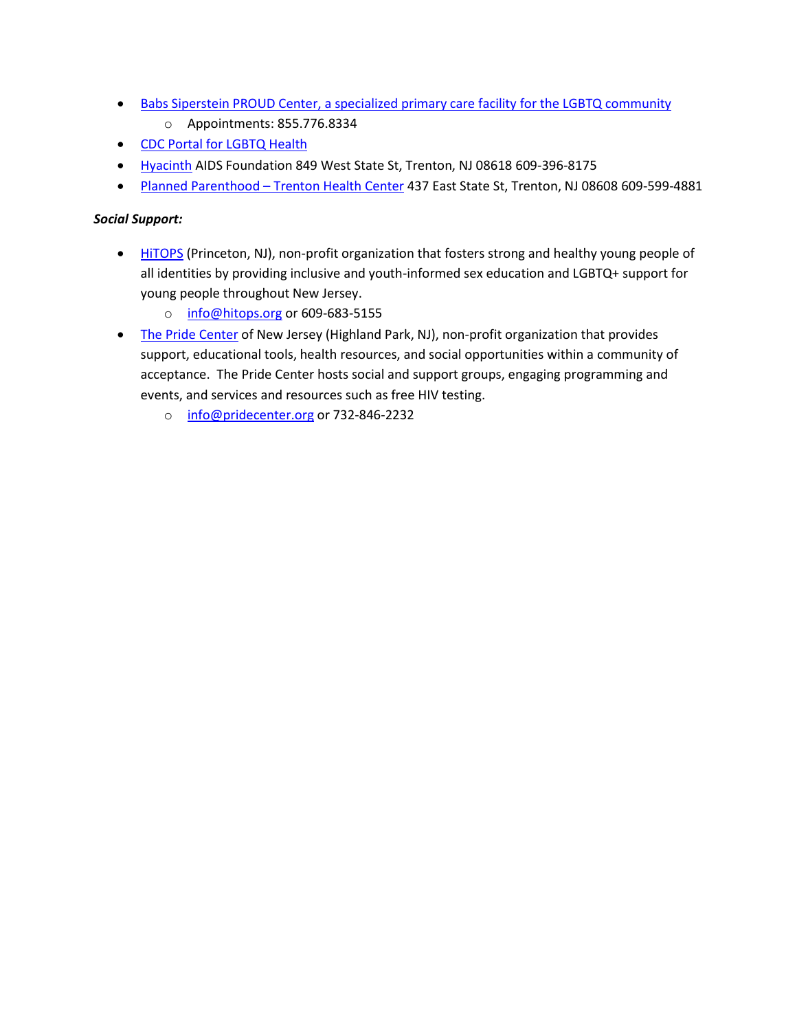- Babs Siperstein PROUD Center, a specialized primary care facility for the LGBTQ community
  - Appointments: 855.776.8334
- CDC Portal for LGBTQ Health
- Hyacinth AIDS Foundation 849 West State St, Trenton, NJ 08618 609-396-8175
- Planned Parenthood – Trenton Health Center 437 East State St, Trenton, NJ 08608 609-599-4881

***Social Support:***

- HiTOPS (Princeton, NJ), non-profit organization that fosters strong and healthy young people of all identities by providing inclusive and youth-informed sex education and LGBTQ+ support for young people throughout New Jersey.
  - info@hitops.org or 609-683-5155
- The Pride Center of New Jersey (Highland Park, NJ), non-profit organization that provides support, educational tools, health resources, and social opportunities within a community of acceptance. The Pride Center hosts social and support groups, engaging programming and events, and services and resources such as free HIV testing.
  - info@pridecenter.org or 732-846-2232